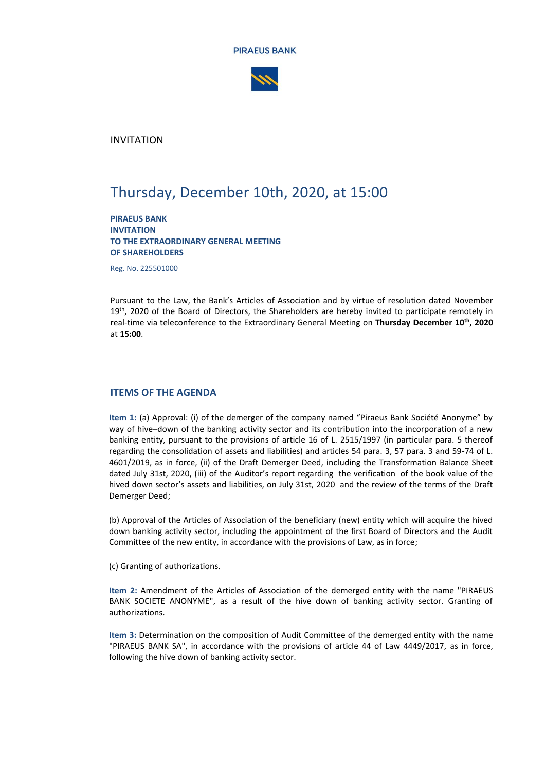PIRAEUS BANK

INVITATION

# Thursday, December 10th, 2020, at 15:00

**PIRAEUS BANK**
**INVITATION**
**TO THE EXTRAORDINARY GENERAL MEETING**
**OF SHAREHOLDERS**

Reg. No. 225501000

Pursuant to the Law, the Bank's Articles of Association and by virtue of resolution dated November 19th, 2020 of the Board of Directors, the Shareholders are hereby invited to participate remotely in real-time via teleconference to the Extraordinary General Meeting on **Thursday December 10th, 2020** at **15:00**.

## ITEMS OF THE AGENDA

**Item 1:** (a) Approval: (i) of the demerger of the company named "Piraeus Bank Société Anonyme" by way of hive–down of the banking activity sector and its contribution into the incorporation of a new banking entity, pursuant to the provisions of article 16 of L. 2515/1997 (in particular para. 5 thereof regarding the consolidation of assets and liabilities) and articles 54 para. 3, 57 para. 3 and 59-74 of L. 4601/2019, as in force, (ii) of the Draft Demerger Deed, including the Transformation Balance Sheet dated July 31st, 2020, (iii) of the Auditor's report regarding the verification of the book value of the hived down sector's assets and liabilities, on July 31st, 2020 and the review of the terms of the Draft Demerger Deed;

(b) Approval of the Articles of Association of the beneficiary (new) entity which will acquire the hived down banking activity sector, including the appointment of the first Board of Directors and the Audit Committee of the new entity, in accordance with the provisions of Law, as in force;

(c) Granting of authorizations.

**Item 2:** Amendment of the Articles of Association of the demerged entity with the name "PIRAEUS BANK SOCIETE ANONYME", as a result of the hive down of banking activity sector. Granting of authorizations.

**Item 3:** Determination on the composition of Audit Committee of the demerged entity with the name "PIRAEUS BANK SA", in accordance with the provisions of article 44 of Law 4449/2017, as in force, following the hive down of banking activity sector.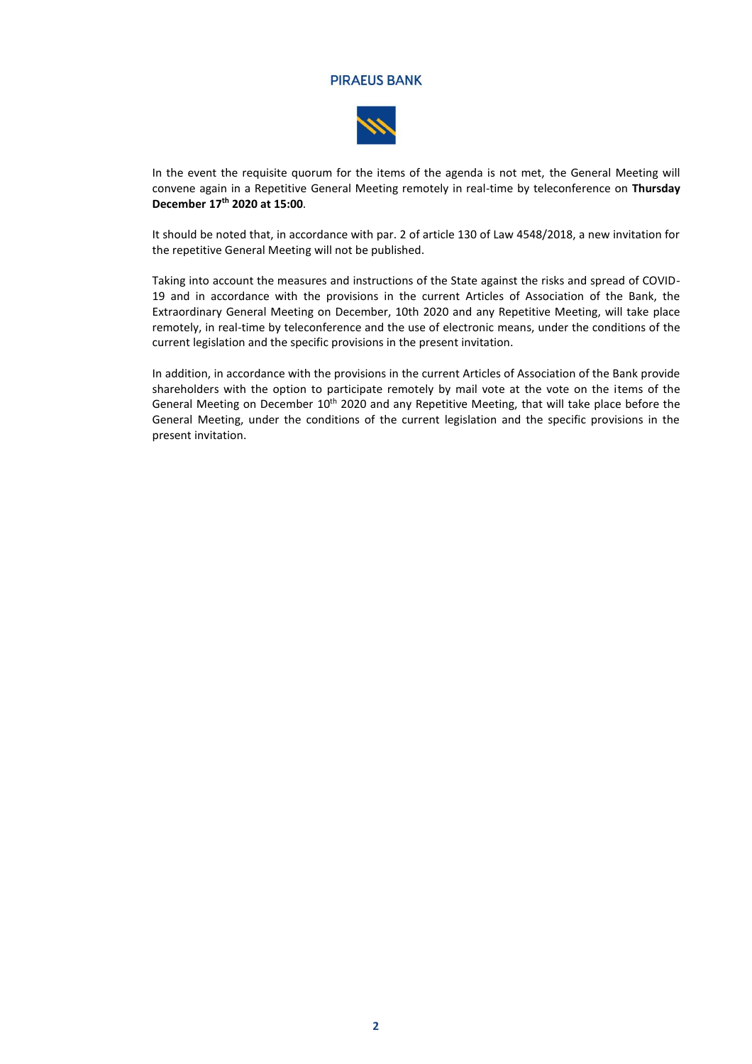In the event the requisite quorum for the items of the agenda is not met, the General Meeting will convene again in a Repetitive General Meeting remotely in real-time by teleconference on **Thursday December 17th 2020 at 15:00**.

It should be noted that, in accordance with par. 2 of article 130 of Law 4548/2018, a new invitation for the repetitive General Meeting will not be published.

Taking into account the measures and instructions of the State against the risks and spread of COVID-19 and in accordance with the provisions in the current Articles of Association of the Bank, the Extraordinary General Meeting on December, 10th 2020 and any Repetitive Meeting, will take place remotely, in real-time by teleconference and the use of electronic means, under the conditions of the current legislation and the specific provisions in the present invitation.

In addition, in accordance with the provisions in the current Articles of Association of the Bank provide shareholders with the option to participate remotely by mail vote at the vote on the items of the General Meeting on December 10th 2020 and any Repetitive Meeting, that will take place before the General Meeting, under the conditions of the current legislation and the specific provisions in the present invitation.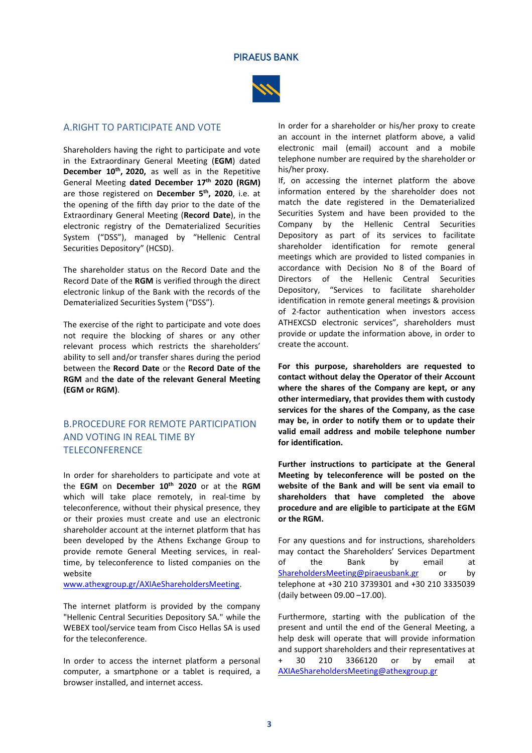## A.RIGHT TO PARTICIPATE AND VOTE

Shareholders having the right to participate and vote in the Extraordinary General Meeting (**EGM**) dated **December 10th, 2020,** as well as in the Repetitive General Meeting **dated December 17th 2020 (RGM)** are those registered on **December 5th, 2020**, i.e. at the opening of the fifth day prior to the date of the Extraordinary General Meeting (**Record Date**), in the electronic registry of the Dematerialized Securities System ("DSS"), managed by "Hellenic Central Securities Depository" (HCSD).

The shareholder status on the Record Date and the Record Date of the **RGM** is verified through the direct electronic linkup of the Bank with the records of the Dematerialized Securities System ("DSS").

The exercise of the right to participate and vote does not require the blocking of shares or any other relevant process which restricts the shareholders' ability to sell and/or transfer shares during the period between the **Record Date** or the **Record Date of the RGM** and **the date of the relevant General Meeting (EGM or RGM)**.

## B.PROCEDURE FOR REMOTE PARTICIPATION AND VOTING IN REAL TIME BY TELECONFERENCE

In order for shareholders to participate and vote at the **EGM** on **December 10th 2020** or at the **RGM** which will take place remotely, in real-time by teleconference, without their physical presence, they or their proxies must create and use an electronic shareholder account at the internet platform that has been developed by the Athens Exchange Group to provide remote General Meeting services, in real-time, by teleconference to listed companies on the website www.athexgroup.gr/AXIAeShareholdersMeeting.

The internet platform is provided by the company "Hellenic Central Securities Depository SA." while the WEBEX tool/service team from Cisco Hellas SA is used for the teleconference.

In order to access the internet platform a personal computer, a smartphone or a tablet is required, a browser installed, and internet access.

In order for a shareholder or his/her proxy to create an account in the internet platform above, a valid electronic mail (email) account and a mobile telephone number are required by the shareholder or his/her proxy.

If, on accessing the internet platform the above information entered by the shareholder does not match the date registered in the Dematerialized Securities System and have been provided to the Company by the Hellenic Central Securities Depository as part of its services to facilitate shareholder identification for remote general meetings which are provided to listed companies in accordance with Decision No 8 of the Board of Directors of the Hellenic Central Securities Depository, "Services to facilitate shareholder identification in remote general meetings & provision of 2-factor authentication when investors access ATHEXCSD electronic services", shareholders must provide or update the information above, in order to create the account.

**For this purpose, shareholders are requested to contact without delay the Operator of their Account where the shares of the Company are kept, or any other intermediary, that provides them with custody services for the shares of the Company, as the case may be, in order to notify them or to update their valid email address and mobile telephone number for identification.**

**Further instructions to participate at the General Meeting by teleconference will be posted on the website of the Bank and will be sent via email to shareholders that have completed the above procedure and are eligible to participate at the EGM or the RGM.**

For any questions and for instructions, shareholders may contact the Shareholders' Services Department of the Bank by email at ShareholdersMeeting@piraeusbank.gr or by telephone at +30 210 3739301 and +30 210 3335039 (daily between 09.00 –17.00).

Furthermore, starting with the publication of the present and until the end of the General Meeting, a help desk will operate that will provide information and support shareholders and their representatives at + 30 210 3366120 or by email at AXIAeShareholdersMeeting@athexgroup.gr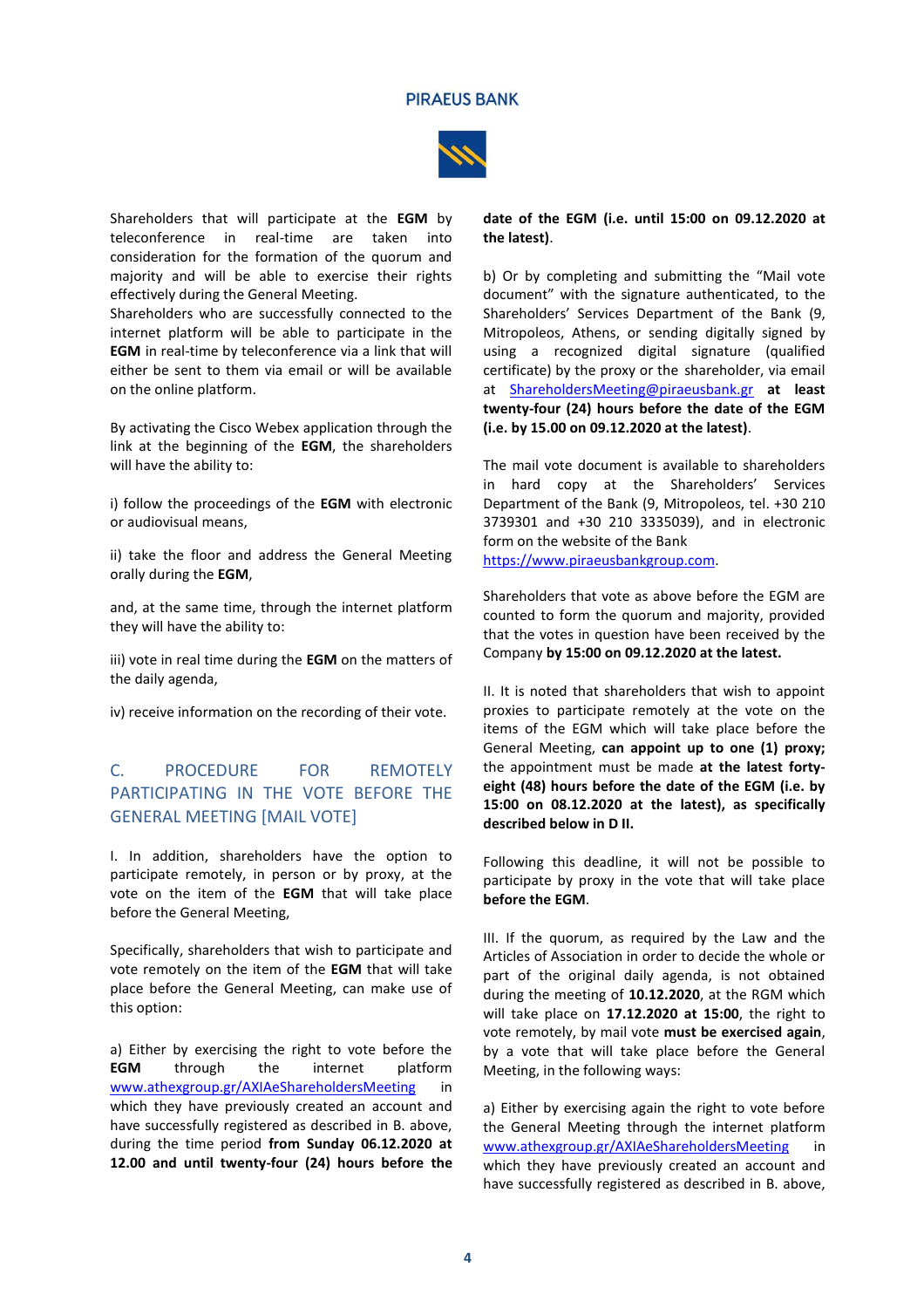Shareholders that will participate at the **EGM** by teleconference in real-time are taken into consideration for the formation of the quorum and majority and will be able to exercise their rights effectively during the General Meeting.

Shareholders who are successfully connected to the internet platform will be able to participate in the **EGM** in real-time by teleconference via a link that will either be sent to them via email or will be available on the online platform.

By activating the Cisco Webex application through the link at the beginning of the **EGM**, the shareholders will have the ability to:

i) follow the proceedings of the **EGM** with electronic or audiovisual means,

ii) take the floor and address the General Meeting orally during the **EGM**,

and, at the same time, through the internet platform they will have the ability to:

iii) vote in real time during the **EGM** on the matters of the daily agenda,

iv) receive information on the recording of their vote.

## C. PROCEDURE FOR REMOTELY PARTICIPATING IN THE VOTE BEFORE THE GENERAL MEETING [MAIL VOTE]

I. In addition, shareholders have the option to participate remotely, in person or by proxy, at the vote on the item of the **EGM** that will take place before the General Meeting,

Specifically, shareholders that wish to participate and vote remotely on the item of the **EGM** that will take place before the General Meeting, can make use of this option:

a) Either by exercising the right to vote before the **EGM** through the internet platform www.athexgroup.gr/AXIAeShareholdersMeeting in which they have previously created an account and have successfully registered as described in B. above, during the time period **from Sunday 06.12.2020 at 12.00 and until twenty-four (24) hours before the date of the EGM (i.e. until 15:00 on 09.12.2020 at the latest)**.

b) Or by completing and submitting the "Mail vote document" with the signature authenticated, to the Shareholders' Services Department of the Bank (9, Mitropoleos, Athens, or sending digitally signed by using a recognized digital signature (qualified certificate) by the proxy or the shareholder, via email at ShareholdersMeeting@piraeusbank.gr **at least twenty-four (24) hours before the date of the EGM (i.e. by 15.00 on 09.12.2020 at the latest)**.

The mail vote document is available to shareholders in hard copy at the Shareholders' Services Department of the Bank (9, Mitropoleos, tel. +30 210 3739301 and +30 210 3335039), and in electronic form on the website of the Bank https://www.piraeusbankgroup.com.

Shareholders that vote as above before the EGM are counted to form the quorum and majority, provided that the votes in question have been received by the Company **by 15:00 on 09.12.2020 at the latest.**

II. It is noted that shareholders that wish to appoint proxies to participate remotely at the vote on the items of the EGM which will take place before the General Meeting, **can appoint up to one (1) proxy;** the appointment must be made **at the latest forty-eight (48) hours before the date of the EGM (i.e. by 15:00 on 08.12.2020 at the latest), as specifically described below in D II.**

Following this deadline, it will not be possible to participate by proxy in the vote that will take place **before the EGM**.

III. If the quorum, as required by the Law and the Articles of Association in order to decide the whole or part of the original daily agenda, is not obtained during the meeting of **10.12.2020**, at the RGM which will take place on **17.12.2020 at 15:00**, the right to vote remotely, by mail vote **must be exercised again**, by a vote that will take place before the General Meeting, in the following ways:

a) Either by exercising again the right to vote before the General Meeting through the internet platform www.athexgroup.gr/AXIAeShareholdersMeeting in which they have previously created an account and have successfully registered as described in B. above,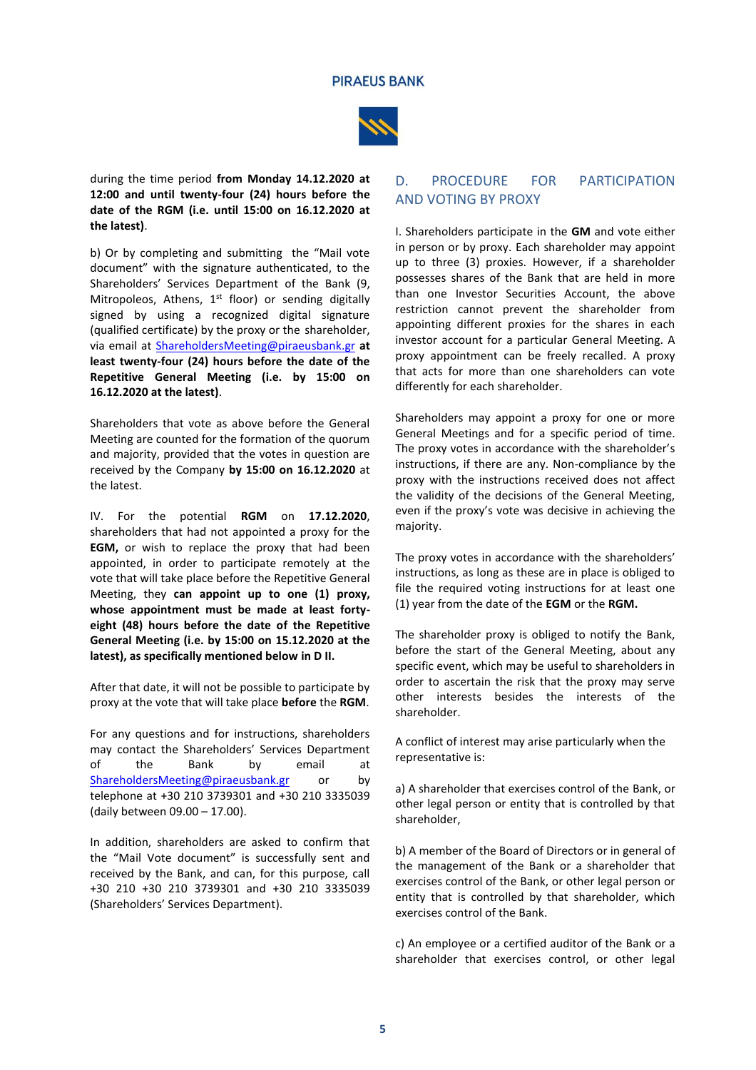during the time period **from Monday 14.12.2020 at 12:00 and until twenty-four (24) hours before the date of the RGM (i.e. until 15:00 on 16.12.2020 at the latest)**.

b) Or by completing and submitting the "Mail vote document" with the signature authenticated, to the Shareholders' Services Department of the Bank (9, Mitropoleos, Athens, 1st floor) or sending digitally signed by using a recognized digital signature (qualified certificate) by the proxy or the shareholder, via email at ShareholdersMeeting@piraeusbank.gr **at least twenty-four (24) hours before the date of the Repetitive General Meeting (i.e. by 15:00 on 16.12.2020 at the latest)**.

Shareholders that vote as above before the General Meeting are counted for the formation of the quorum and majority, provided that the votes in question are received by the Company **by 15:00 on 16.12.2020** at the latest.

IV. For the potential **RGM** on **17.12.2020**, shareholders that had not appointed a proxy for the **EGM,** or wish to replace the proxy that had been appointed, in order to participate remotely at the vote that will take place before the Repetitive General Meeting, they **can appoint up to one (1) proxy, whose appointment must be made at least forty-eight (48) hours before the date of the Repetitive General Meeting (i.e. by 15:00 on 15.12.2020 at the latest), as specifically mentioned below in D II.**

After that date, it will not be possible to participate by proxy at the vote that will take place **before** the **RGM**.

For any questions and for instructions, shareholders may contact the Shareholders' Services Department of the Bank by email at ShareholdersMeeting@piraeusbank.gr or by telephone at +30 210 3739301 and +30 210 3335039 (daily between 09.00 – 17.00).

In addition, shareholders are asked to confirm that the "Mail Vote document" is successfully sent and received by the Bank, and can, for this purpose, call +30 210 +30 210 3739301 and +30 210 3335039 (Shareholders' Services Department).

## D. PROCEDURE FOR PARTICIPATION AND VOTING BY PROXY

I. Shareholders participate in the **GM** and vote either in person or by proxy. Each shareholder may appoint up to three (3) proxies. However, if a shareholder possesses shares of the Bank that are held in more than one Investor Securities Account, the above restriction cannot prevent the shareholder from appointing different proxies for the shares in each investor account for a particular General Meeting. A proxy appointment can be freely recalled. A proxy that acts for more than one shareholders can vote differently for each shareholder.

Shareholders may appoint a proxy for one or more General Meetings and for a specific period of time. The proxy votes in accordance with the shareholder's instructions, if there are any. Non-compliance by the proxy with the instructions received does not affect the validity of the decisions of the General Meeting, even if the proxy's vote was decisive in achieving the majority.

The proxy votes in accordance with the shareholders' instructions, as long as these are in place is obliged to file the required voting instructions for at least one (1) year from the date of the **EGM** or the **RGM.**

The shareholder proxy is obliged to notify the Bank, before the start of the General Meeting, about any specific event, which may be useful to shareholders in order to ascertain the risk that the proxy may serve other interests besides the interests of the shareholder.

A conflict of interest may arise particularly when the representative is:

a) A shareholder that exercises control of the Bank, or other legal person or entity that is controlled by that shareholder,

b) A member of the Board of Directors or in general of the management of the Bank or a shareholder that exercises control of the Bank, or other legal person or entity that is controlled by that shareholder, which exercises control of the Bank.

c) An employee or a certified auditor of the Bank or a shareholder that exercises control, or other legal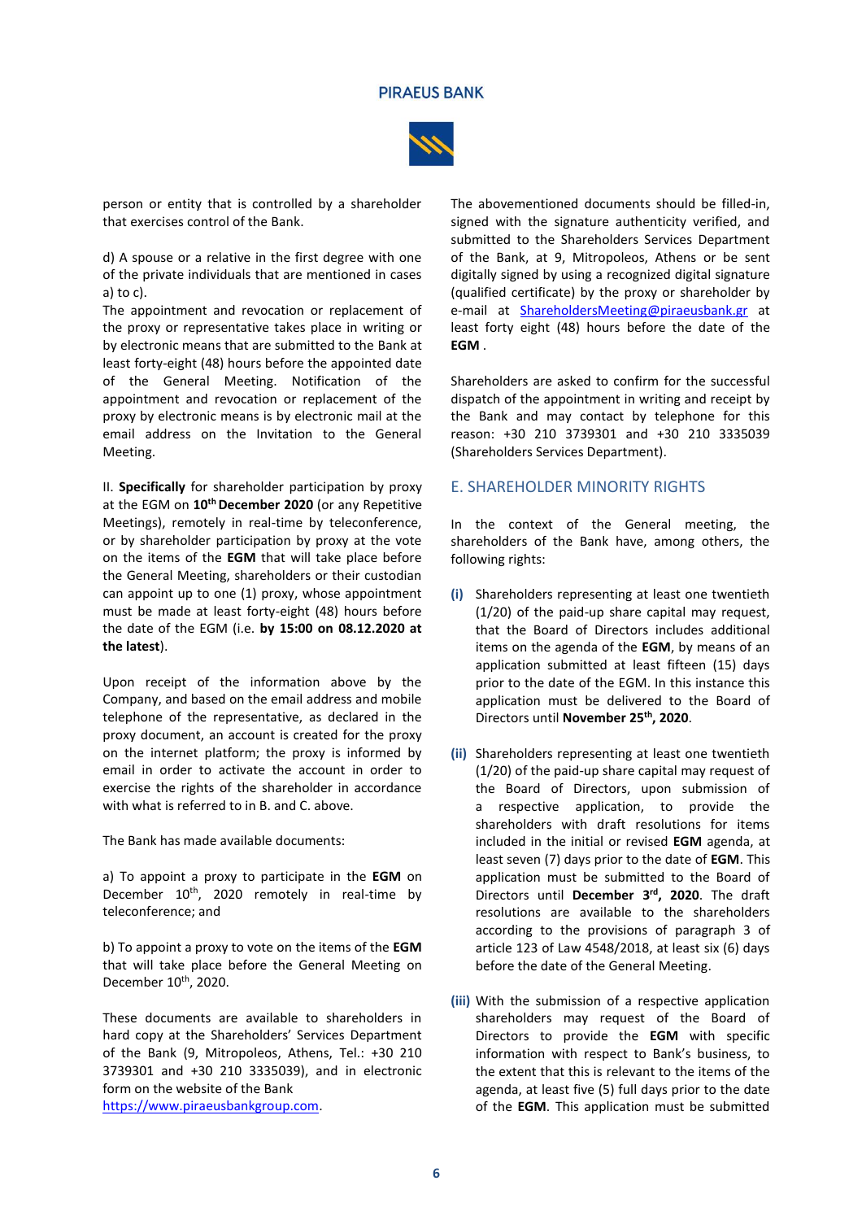person or entity that is controlled by a shareholder that exercises control of the Bank.

d) A spouse or a relative in the first degree with one of the private individuals that are mentioned in cases a) to c).

The appointment and revocation or replacement of the proxy or representative takes place in writing or by electronic means that are submitted to the Bank at least forty-eight (48) hours before the appointed date of the General Meeting. Notification of the appointment and revocation or replacement of the proxy by electronic means is by electronic mail at the email address on the Invitation to the General Meeting.

II. **Specifically** for shareholder participation by proxy at the EGM on **10th December 2020** (or any Repetitive Meetings), remotely in real-time by teleconference, or by shareholder participation by proxy at the vote on the items of the **EGM** that will take place before the General Meeting, shareholders or their custodian can appoint up to one (1) proxy, whose appointment must be made at least forty-eight (48) hours before the date of the EGM (i.e. **by 15:00 on 08.12.2020 at the latest**).

Upon receipt of the information above by the Company, and based on the email address and mobile telephone of the representative, as declared in the proxy document, an account is created for the proxy on the internet platform; the proxy is informed by email in order to activate the account in order to exercise the rights of the shareholder in accordance with what is referred to in B. and C. above.

The Bank has made available documents:

a) To appoint a proxy to participate in the **EGM** on December 10th, 2020 remotely in real-time by teleconference; and

b) To appoint a proxy to vote on the items of the **EGM** that will take place before the General Meeting on December 10th, 2020.

These documents are available to shareholders in hard copy at the Shareholders' Services Department of the Bank (9, Mitropoleos, Athens, Tel.: +30 210 3739301 and +30 210 3335039), and in electronic form on the website of the Bank https://www.piraeusbankgroup.com.

The abovementioned documents should be filled-in, signed with the signature authenticity verified, and submitted to the Shareholders Services Department of the Bank, at 9, Mitropoleos, Athens or be sent digitally signed by using a recognized digital signature (qualified certificate) by the proxy or shareholder by e-mail at ShareholdersMeeting@piraeusbank.gr at least forty eight (48) hours before the date of the **EGM** .

Shareholders are asked to confirm for the successful dispatch of the appointment in writing and receipt by the Bank and may contact by telephone for this reason: +30 210 3739301 and +30 210 3335039 (Shareholders Services Department).

## E. SHAREHOLDER MINORITY RIGHTS

In the context of the General meeting, the shareholders of the Bank have, among others, the following rights:

**(i)** Shareholders representing at least one twentieth (1/20) of the paid-up share capital may request, that the Board of Directors includes additional items on the agenda of the **EGM**, by means of an application submitted at least fifteen (15) days prior to the date of the EGM. In this instance this application must be delivered to the Board of Directors until **November 25th, 2020**.

**(ii)** Shareholders representing at least one twentieth (1/20) of the paid-up share capital may request of the Board of Directors, upon submission of a respective application, to provide the shareholders with draft resolutions for items included in the initial or revised **EGM** agenda, at least seven (7) days prior to the date of **EGM**. This application must be submitted to the Board of Directors until **December 3rd, 2020**. The draft resolutions are available to the shareholders according to the provisions of paragraph 3 of article 123 of Law 4548/2018, at least six (6) days before the date of the General Meeting.

**(iii)** With the submission of a respective application shareholders may request of the Board of Directors to provide the **EGM** with specific information with respect to Bank's business, to the extent that this is relevant to the items of the agenda, at least five (5) full days prior to the date of the **EGM**. This application must be submitted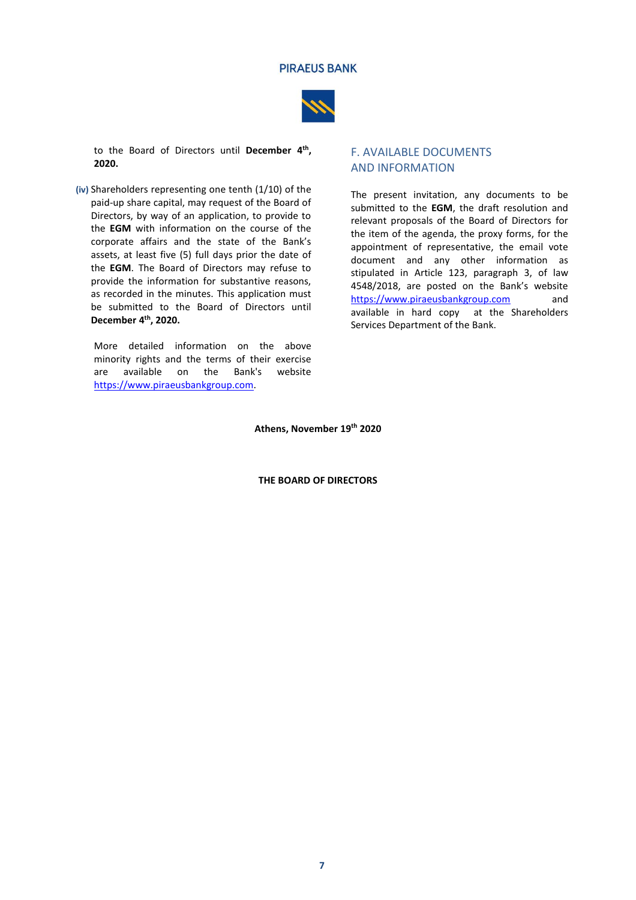to the Board of Directors until **December 4th, 2020.**

**(iv)** Shareholders representing one tenth (1/10) of the paid-up share capital, may request of the Board of Directors, by way of an application, to provide to the **EGM** with information on the course of the corporate affairs and the state of the Bank's assets, at least five (5) full days prior the date of the **EGM**. The Board of Directors may refuse to provide the information for substantive reasons, as recorded in the minutes. This application must be submitted to the Board of Directors until **December 4th, 2020.**

More detailed information on the above minority rights and the terms of their exercise are available on the Bank's website https://www.piraeusbankgroup.com.

## F. AVAILABLE DOCUMENTS AND INFORMATION

The present invitation, any documents to be submitted to the **EGM**, the draft resolution and relevant proposals of the Board of Directors for the item of the agenda, the proxy forms, for the appointment of representative, the email vote document and any other information as stipulated in Article 123, paragraph 3, of law 4548/2018, are posted on the Bank's website https://www.piraeusbankgroup.com and available in hard copy at the Shareholders Services Department of the Bank.

**Athens, November 19th 2020**

**THE BOARD OF DIRECTORS**